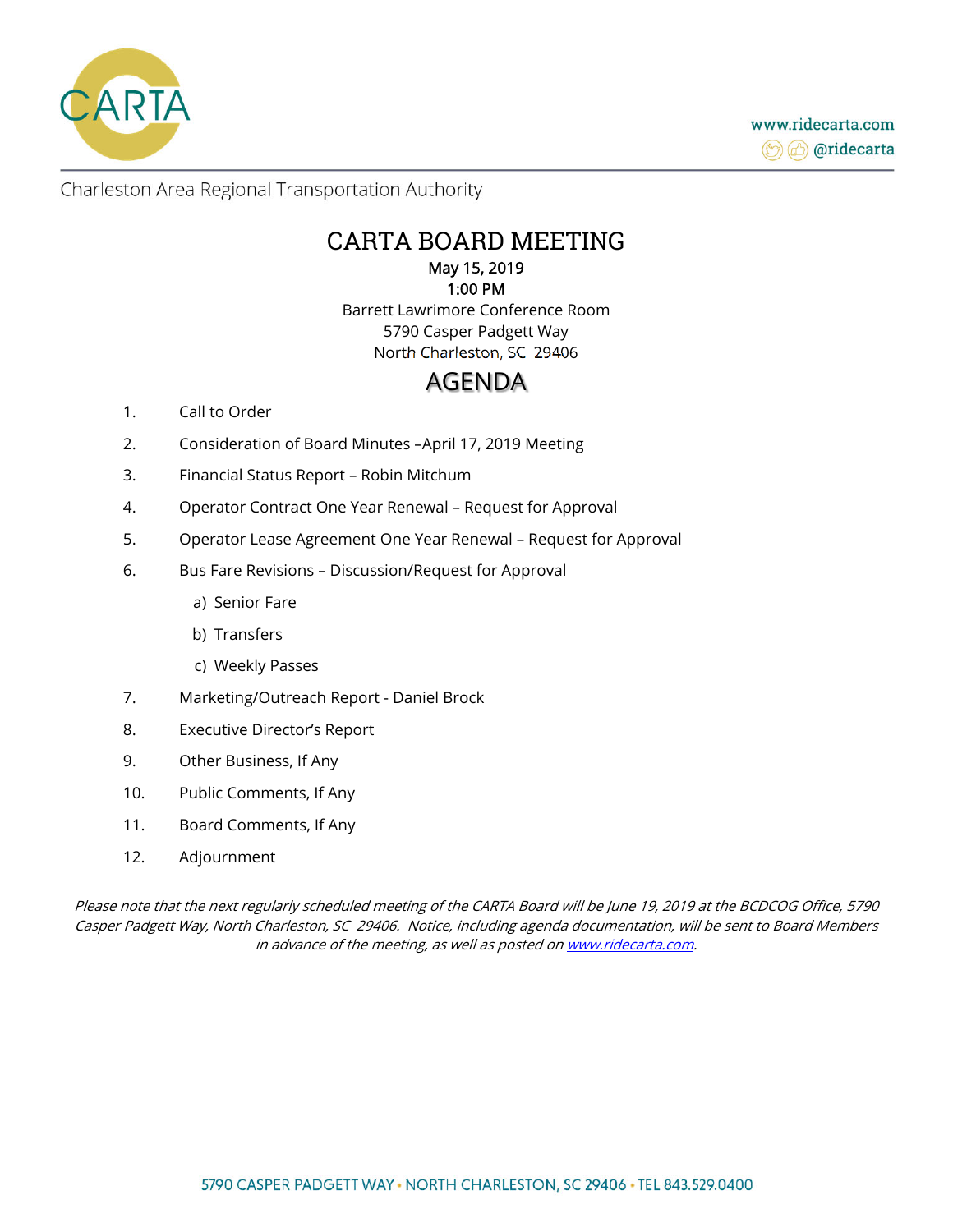CARTA

www.ridecarta.com
@ridecarta

Charleston Area Regional Transportation Authority

# CARTA BOARD MEETING

**May 15, 2019**
**1:00 PM**
Barrett Lawrimore Conference Room
5790 Casper Padgett Way
North Charleston, SC 29406

## AGENDA

1. Call to Order
2. Consideration of Board Minutes –April 17, 2019 Meeting
3. Financial Status Report – Robin Mitchum
4. Operator Contract One Year Renewal – Request for Approval
5. Operator Lease Agreement One Year Renewal – Request for Approval
6. Bus Fare Revisions – Discussion/Request for Approval
   a) Senior Fare
   b) Transfers
   c) Weekly Passes
7. Marketing/Outreach Report - Daniel Brock
8. Executive Director's Report
9. Other Business, If Any
10. Public Comments, If Any
11. Board Comments, If Any
12. Adjournment

*Please note that the next regularly scheduled meeting of the CARTA Board will be June 19, 2019 at the BCDCOG Office, 5790 Casper Padgett Way, North Charleston, SC 29406. Notice, including agenda documentation, will be sent to Board Members in advance of the meeting, as well as posted on www.ridecarta.com.*

5790 CASPER PADGETT WAY • NORTH CHARLESTON, SC 29406 • TEL 843.529.0400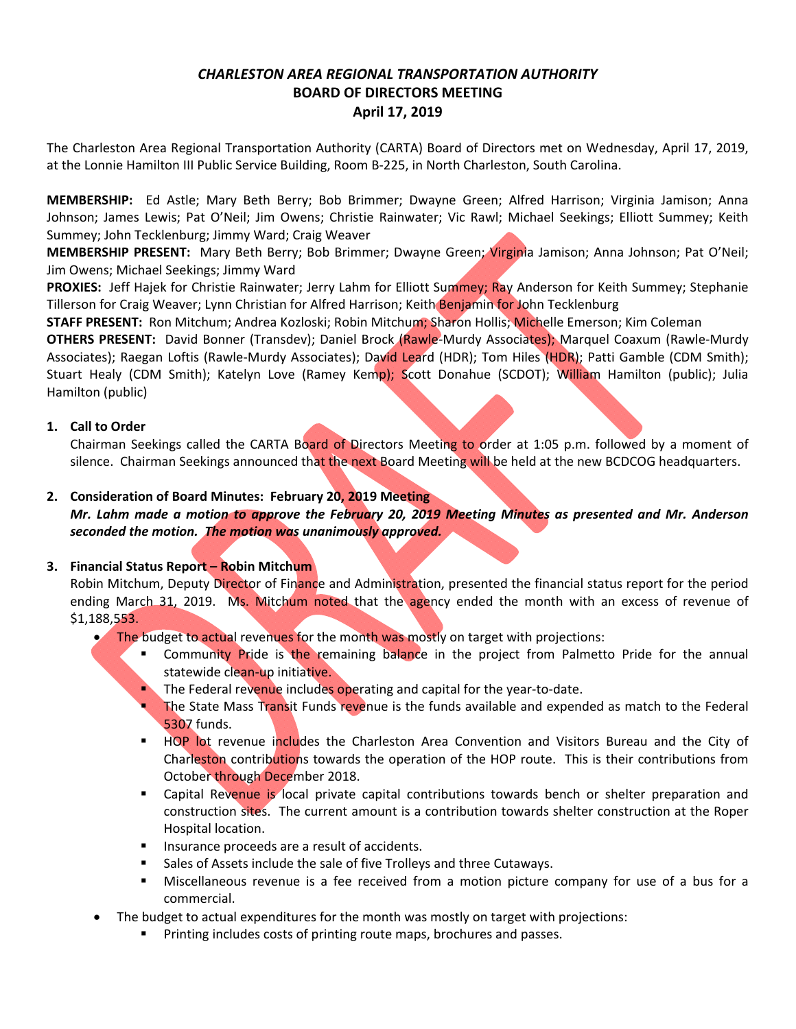*CHARLESTON AREA REGIONAL TRANSPORTATION AUTHORITY*

**BOARD OF DIRECTORS MEETING**

**April 17, 2019**

The Charleston Area Regional Transportation Authority (CARTA) Board of Directors met on Wednesday, April 17, 2019, at the Lonnie Hamilton III Public Service Building, Room B-225, in North Charleston, South Carolina.

**MEMBERSHIP:** Ed Astle; Mary Beth Berry; Bob Brimmer; Dwayne Green; Alfred Harrison; Virginia Jamison; Anna Johnson; James Lewis; Pat O'Neil; Jim Owens; Christie Rainwater; Vic Rawl; Michael Seekings; Elliott Summey; Keith Summey; John Tecklenburg; Jimmy Ward; Craig Weaver

**MEMBERSHIP PRESENT:** Mary Beth Berry; Bob Brimmer; Dwayne Green; Virginia Jamison; Anna Johnson; Pat O'Neil; Jim Owens; Michael Seekings; Jimmy Ward

**PROXIES:** Jeff Hajek for Christie Rainwater; Jerry Lahm for Elliott Summey; Ray Anderson for Keith Summey; Stephanie Tillerson for Craig Weaver; Lynn Christian for Alfred Harrison; Keith Benjamin for John Tecklenburg

**STAFF PRESENT:** Ron Mitchum; Andrea Kozloski; Robin Mitchum; Sharon Hollis; Michelle Emerson; Kim Coleman

**OTHERS PRESENT:** David Bonner (Transdev); Daniel Brock (Rawle-Murdy Associates); Marquel Coaxum (Rawle-Murdy Associates); Raegan Loftis (Rawle-Murdy Associates); David Leard (HDR); Tom Hiles (HDR); Patti Gamble (CDM Smith); Stuart Healy (CDM Smith); Katelyn Love (Ramey Kemp); Scott Donahue (SCDOT); William Hamilton (public); Julia Hamilton (public)

1. **Call to Order**

   Chairman Seekings called the CARTA Board of Directors Meeting to order at 1:05 p.m. followed by a moment of silence. Chairman Seekings announced that the next Board Meeting will be held at the new BCDCOG headquarters.

2. **Consideration of Board Minutes: February 20, 2019 Meeting**

   ***Mr. Lahm made a motion to approve the February 20, 2019 Meeting Minutes as presented and Mr. Anderson seconded the motion. The motion was unanimously approved.***

3. **Financial Status Report – Robin Mitchum**

   Robin Mitchum, Deputy Director of Finance and Administration, presented the financial status report for the period ending March 31, 2019. Ms. Mitchum noted that the agency ended the month with an excess of revenue of $1,188,553.

   - The budget to actual revenues for the month was mostly on target with projections:
     - Community Pride is the remaining balance in the project from Palmetto Pride for the annual statewide clean-up initiative.
     - The Federal revenue includes operating and capital for the year-to-date.
     - The State Mass Transit Funds revenue is the funds available and expended as match to the Federal 5307 funds.
     - HOP lot revenue includes the Charleston Area Convention and Visitors Bureau and the City of Charleston contributions towards the operation of the HOP route. This is their contributions from October through December 2018.
     - Capital Revenue is local private capital contributions towards bench or shelter preparation and construction sites. The current amount is a contribution towards shelter construction at the Roper Hospital location.
     - Insurance proceeds are a result of accidents.
     - Sales of Assets include the sale of five Trolleys and three Cutaways.
     - Miscellaneous revenue is a fee received from a motion picture company for use of a bus for a commercial.
   - The budget to actual expenditures for the month was mostly on target with projections:
     - Printing includes costs of printing route maps, brochures and passes.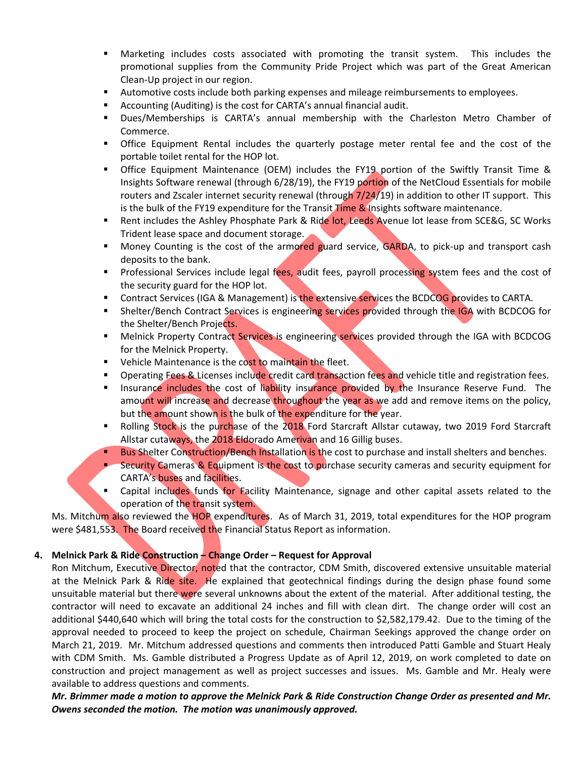- Marketing includes costs associated with promoting the transit system. This includes the promotional supplies from the Community Pride Project which was part of the Great American Clean-Up project in our region.
- Automotive costs include both parking expenses and mileage reimbursements to employees.
- Accounting (Auditing) is the cost for CARTA's annual financial audit.
- Dues/Memberships is CARTA's annual membership with the Charleston Metro Chamber of Commerce.
- Office Equipment Rental includes the quarterly postage meter rental fee and the cost of the portable toilet rental for the HOP lot.
- Office Equipment Maintenance (OEM) includes the FY19 portion of the Swiftly Transit Time & Insights Software renewal (through 6/28/19), the FY19 portion of the NetCloud Essentials for mobile routers and Zscaler internet security renewal (through 7/24/19) in addition to other IT support. This is the bulk of the FY19 expenditure for the Transit Time & Insights software maintenance.
- Rent includes the Ashley Phosphate Park & Ride lot, Leeds Avenue lot lease from SCE&G, SC Works Trident lease space and document storage.
- Money Counting is the cost of the armored guard service, GARDA, to pick-up and transport cash deposits to the bank.
- Professional Services include legal fees, audit fees, payroll processing system fees and the cost of the security guard for the HOP lot.
- Contract Services (IGA & Management) is the extensive services the BCDCOG provides to CARTA.
- Shelter/Bench Contract Services is engineering services provided through the IGA with BCDCOG for the Shelter/Bench Projects.
- Melnick Property Contract Services is engineering services provided through the IGA with BCDCOG for the Melnick Property.
- Vehicle Maintenance is the cost to maintain the fleet.
- Operating Fees & Licenses include credit card transaction fees and vehicle title and registration fees.
- Insurance includes the cost of liability insurance provided by the Insurance Reserve Fund. The amount will increase and decrease throughout the year as we add and remove items on the policy, but the amount shown is the bulk of the expenditure for the year.
- Rolling Stock is the purchase of the 2018 Ford Starcraft Allstar cutaway, two 2019 Ford Starcraft Allstar cutaways, the 2018 Eldorado Amerivan and 16 Gillig buses.
- Bus Shelter Construction/Bench Installation is the cost to purchase and install shelters and benches.
- Security Cameras & Equipment is the cost to purchase security cameras and security equipment for CARTA's buses and facilities.
- Capital includes funds for Facility Maintenance, signage and other capital assets related to the operation of the transit system.

Ms. Mitchum also reviewed the HOP expenditures. As of March 31, 2019, total expenditures for the HOP program were $481,553. The Board received the Financial Status Report as information.

**4. Melnick Park & Ride Construction – Change Order – Request for Approval**

Ron Mitchum, Executive Director, noted that the contractor, CDM Smith, discovered extensive unsuitable material at the Melnick Park & Ride site. He explained that geotechnical findings during the design phase found some unsuitable material but there were several unknowns about the extent of the material. After additional testing, the contractor will need to excavate an additional 24 inches and fill with clean dirt. The change order will cost an additional $440,640 which will bring the total costs for the construction to $2,582,179.42. Due to the timing of the approval needed to proceed to keep the project on schedule, Chairman Seekings approved the change order on March 21, 2019. Mr. Mitchum addressed questions and comments then introduced Patti Gamble and Stuart Healy with CDM Smith. Ms. Gamble distributed a Progress Update as of April 12, 2019, on work completed to date on construction and project management as well as project successes and issues. Ms. Gamble and Mr. Healy were available to address questions and comments.

***Mr. Brimmer made a motion to approve the Melnick Park & Ride Construction Change Order as presented and Mr. Owens seconded the motion. The motion was unanimously approved.***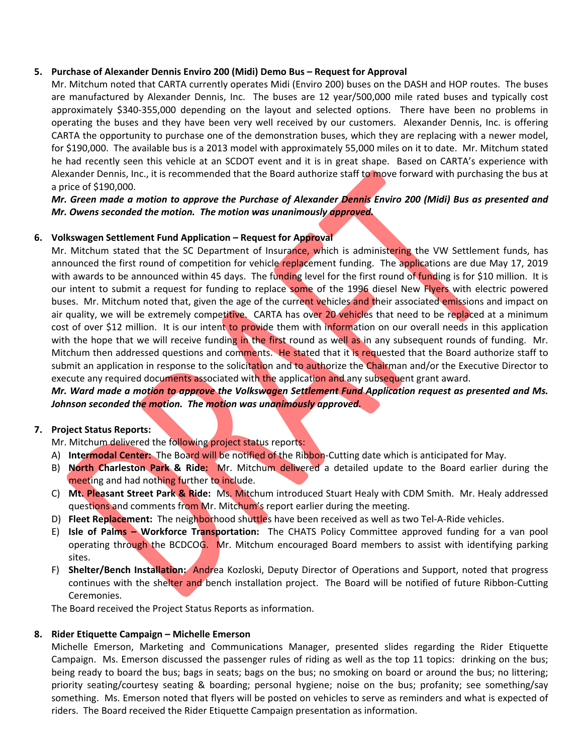**5. Purchase of Alexander Dennis Enviro 200 (Midi) Demo Bus – Request for Approval**

Mr. Mitchum noted that CARTA currently operates Midi (Enviro 200) buses on the DASH and HOP routes. The buses are manufactured by Alexander Dennis, Inc. The buses are 12 year/500,000 mile rated buses and typically cost approximately $340-355,000 depending on the layout and selected options. There have been no problems in operating the buses and they have been very well received by our customers. Alexander Dennis, Inc. is offering CARTA the opportunity to purchase one of the demonstration buses, which they are replacing with a newer model, for $190,000. The available bus is a 2013 model with approximately 55,000 miles on it to date. Mr. Mitchum stated he had recently seen this vehicle at an SCDOT event and it is in great shape. Based on CARTA's experience with Alexander Dennis, Inc., it is recommended that the Board authorize staff to move forward with purchasing the bus at a price of $190,000.

***Mr. Green made a motion to approve the Purchase of Alexander Dennis Enviro 200 (Midi) Bus as presented and Mr. Owens seconded the motion. The motion was unanimously approved.***

**6. Volkswagen Settlement Fund Application – Request for Approval**

Mr. Mitchum stated that the SC Department of Insurance, which is administering the VW Settlement funds, has announced the first round of competition for vehicle replacement funding. The applications are due May 17, 2019 with awards to be announced within 45 days. The funding level for the first round of funding is for $10 million. It is our intent to submit a request for funding to replace some of the 1996 diesel New Flyers with electric powered buses. Mr. Mitchum noted that, given the age of the current vehicles and their associated emissions and impact on air quality, we will be extremely competitive. CARTA has over 20 vehicles that need to be replaced at a minimum cost of over $12 million. It is our intent to provide them with information on our overall needs in this application with the hope that we will receive funding in the first round as well as in any subsequent rounds of funding. Mr. Mitchum then addressed questions and comments. He stated that it is requested that the Board authorize staff to submit an application in response to the solicitation and to authorize the Chairman and/or the Executive Director to execute any required documents associated with the application and any subsequent grant award.

***Mr. Ward made a motion to approve the Volkswagen Settlement Fund Application request as presented and Ms. Johnson seconded the motion. The motion was unanimously approved.***

**7. Project Status Reports:**

Mr. Mitchum delivered the following project status reports:

A) **Intermodal Center:** The Board will be notified of the Ribbon-Cutting date which is anticipated for May.

B) **North Charleston Park & Ride:** Mr. Mitchum delivered a detailed update to the Board earlier during the meeting and had nothing further to include.

C) **Mt. Pleasant Street Park & Ride:** Ms. Mitchum introduced Stuart Healy with CDM Smith. Mr. Healy addressed questions and comments from Mr. Mitchum's report earlier during the meeting.

D) **Fleet Replacement:** The neighborhood shuttles have been received as well as two Tel-A-Ride vehicles.

E) **Isle of Palms – Workforce Transportation:** The CHATS Policy Committee approved funding for a van pool operating through the BCDCOG. Mr. Mitchum encouraged Board members to assist with identifying parking sites.

F) **Shelter/Bench Installation:** Andrea Kozloski, Deputy Director of Operations and Support, noted that progress continues with the shelter and bench installation project. The Board will be notified of future Ribbon-Cutting Ceremonies.

The Board received the Project Status Reports as information.

**8. Rider Etiquette Campaign – Michelle Emerson**

Michelle Emerson, Marketing and Communications Manager, presented slides regarding the Rider Etiquette Campaign. Ms. Emerson discussed the passenger rules of riding as well as the top 11 topics: drinking on the bus; being ready to board the bus; bags in seats; bags on the bus; no smoking on board or around the bus; no littering; priority seating/courtesy seating & boarding; personal hygiene; noise on the bus; profanity; see something/say something. Ms. Emerson noted that flyers will be posted on vehicles to serve as reminders and what is expected of riders. The Board received the Rider Etiquette Campaign presentation as information.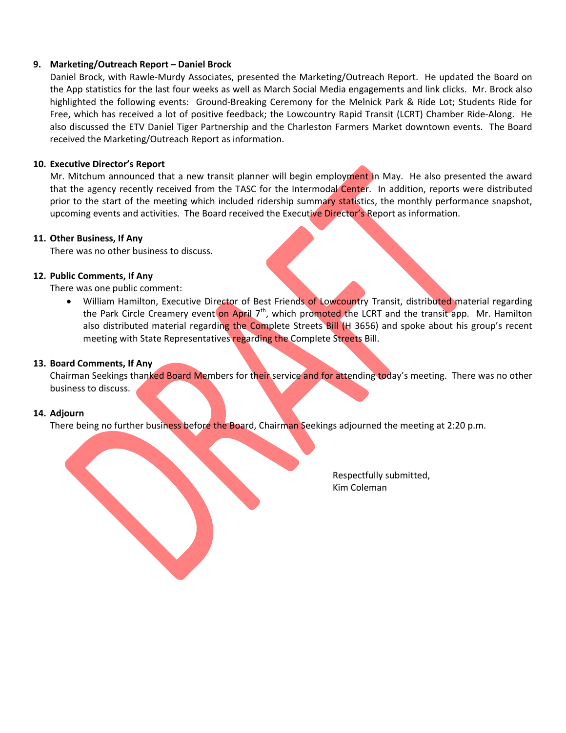9. **Marketing/Outreach Report – Daniel Brock**

   Daniel Brock, with Rawle-Murdy Associates, presented the Marketing/Outreach Report. He updated the Board on the App statistics for the last four weeks as well as March Social Media engagements and link clicks. Mr. Brock also highlighted the following events: Ground-Breaking Ceremony for the Melnick Park & Ride Lot; Students Ride for Free, which has received a lot of positive feedback; the Lowcountry Rapid Transit (LCRT) Chamber Ride-Along. He also discussed the ETV Daniel Tiger Partnership and the Charleston Farmers Market downtown events. The Board received the Marketing/Outreach Report as information.

10. **Executive Director's Report**

    Mr. Mitchum announced that a new transit planner will begin employment in May. He also presented the award that the agency recently received from the TASC for the Intermodal Center. In addition, reports were distributed prior to the start of the meeting which included ridership summary statistics, the monthly performance snapshot, upcoming events and activities. The Board received the Executive Director's Report as information.

11. **Other Business, If Any**

    There was no other business to discuss.

12. **Public Comments, If Any**

    There was one public comment:

    - William Hamilton, Executive Director of Best Friends of Lowcountry Transit, distributed material regarding the Park Circle Creamery event on April 7th, which promoted the LCRT and the transit app. Mr. Hamilton also distributed material regarding the Complete Streets Bill (H 3656) and spoke about his group's recent meeting with State Representatives regarding the Complete Streets Bill.

13. **Board Comments, If Any**

    Chairman Seekings thanked Board Members for their service and for attending today's meeting. There was no other business to discuss.

14. **Adjourn**

    There being no further business before the Board, Chairman Seekings adjourned the meeting at 2:20 p.m.

Respectfully submitted,
Kim Coleman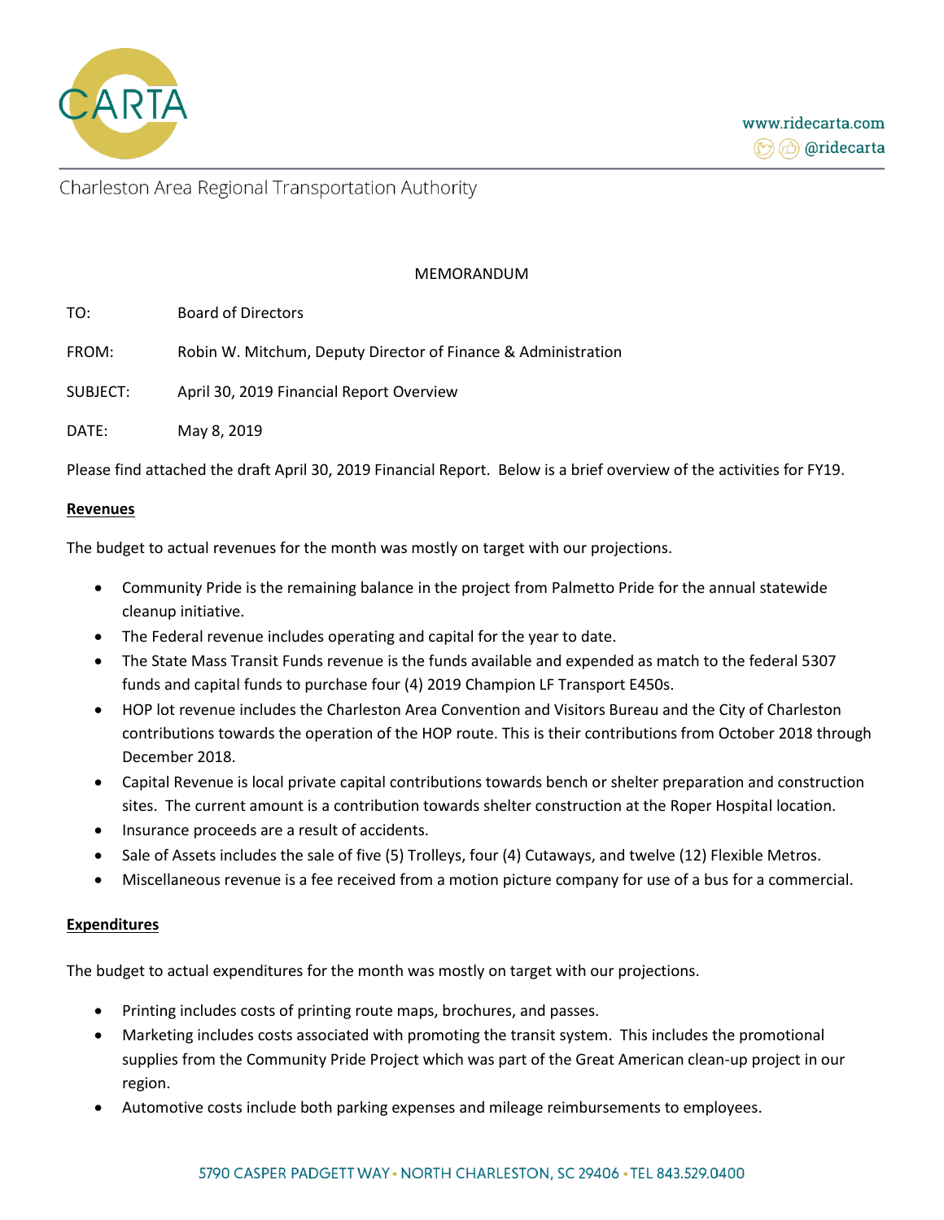Charleston Area Regional Transportation Authority

MEMORANDUM

TO: Board of Directors

FROM: Robin W. Mitchum, Deputy Director of Finance & Administration

SUBJECT: April 30, 2019 Financial Report Overview

DATE: May 8, 2019

Please find attached the draft April 30, 2019 Financial Report. Below is a brief overview of the activities for FY19.

**Revenues**

The budget to actual revenues for the month was mostly on target with our projections.

- Community Pride is the remaining balance in the project from Palmetto Pride for the annual statewide cleanup initiative.
- The Federal revenue includes operating and capital for the year to date.
- The State Mass Transit Funds revenue is the funds available and expended as match to the federal 5307 funds and capital funds to purchase four (4) 2019 Champion LF Transport E450s.
- HOP lot revenue includes the Charleston Area Convention and Visitors Bureau and the City of Charleston contributions towards the operation of the HOP route. This is their contributions from October 2018 through December 2018.
- Capital Revenue is local private capital contributions towards bench or shelter preparation and construction sites. The current amount is a contribution towards shelter construction at the Roper Hospital location.
- Insurance proceeds are a result of accidents.
- Sale of Assets includes the sale of five (5) Trolleys, four (4) Cutaways, and twelve (12) Flexible Metros.
- Miscellaneous revenue is a fee received from a motion picture company for use of a bus for a commercial.

**Expenditures**

The budget to actual expenditures for the month was mostly on target with our projections.

- Printing includes costs of printing route maps, brochures, and passes.
- Marketing includes costs associated with promoting the transit system. This includes the promotional supplies from the Community Pride Project which was part of the Great American clean-up project in our region.
- Automotive costs include both parking expenses and mileage reimbursements to employees.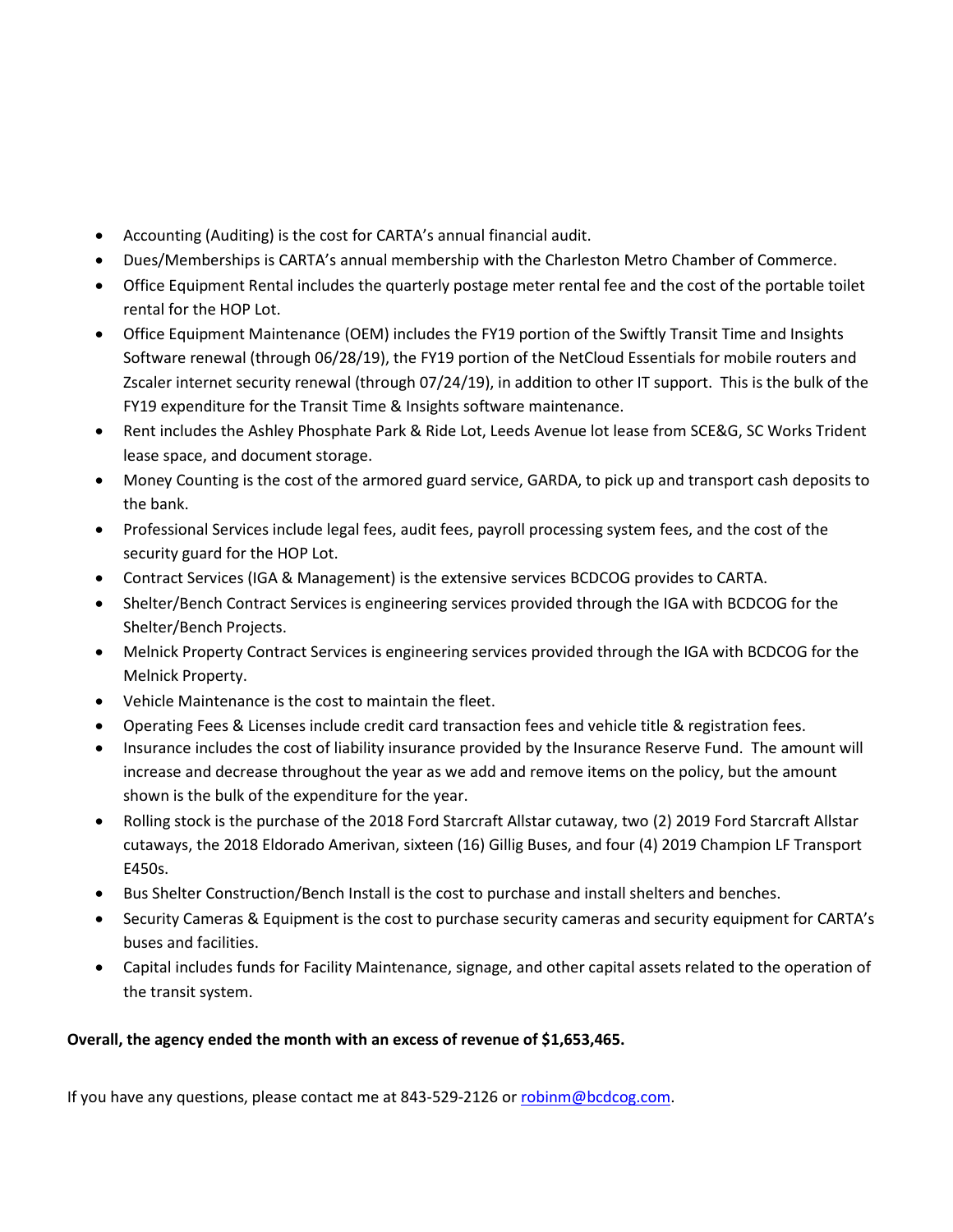- Accounting (Auditing) is the cost for CARTA's annual financial audit.
- Dues/Memberships is CARTA's annual membership with the Charleston Metro Chamber of Commerce.
- Office Equipment Rental includes the quarterly postage meter rental fee and the cost of the portable toilet rental for the HOP Lot.
- Office Equipment Maintenance (OEM) includes the FY19 portion of the Swiftly Transit Time and Insights Software renewal (through 06/28/19), the FY19 portion of the NetCloud Essentials for mobile routers and Zscaler internet security renewal (through 07/24/19), in addition to other IT support. This is the bulk of the FY19 expenditure for the Transit Time & Insights software maintenance.
- Rent includes the Ashley Phosphate Park & Ride Lot, Leeds Avenue lot lease from SCE&G, SC Works Trident lease space, and document storage.
- Money Counting is the cost of the armored guard service, GARDA, to pick up and transport cash deposits to the bank.
- Professional Services include legal fees, audit fees, payroll processing system fees, and the cost of the security guard for the HOP Lot.
- Contract Services (IGA & Management) is the extensive services BCDCOG provides to CARTA.
- Shelter/Bench Contract Services is engineering services provided through the IGA with BCDCOG for the Shelter/Bench Projects.
- Melnick Property Contract Services is engineering services provided through the IGA with BCDCOG for the Melnick Property.
- Vehicle Maintenance is the cost to maintain the fleet.
- Operating Fees & Licenses include credit card transaction fees and vehicle title & registration fees.
- Insurance includes the cost of liability insurance provided by the Insurance Reserve Fund. The amount will increase and decrease throughout the year as we add and remove items on the policy, but the amount shown is the bulk of the expenditure for the year.
- Rolling stock is the purchase of the 2018 Ford Starcraft Allstar cutaway, two (2) 2019 Ford Starcraft Allstar cutaways, the 2018 Eldorado Amerivan, sixteen (16) Gillig Buses, and four (4) 2019 Champion LF Transport E450s.
- Bus Shelter Construction/Bench Install is the cost to purchase and install shelters and benches.
- Security Cameras & Equipment is the cost to purchase security cameras and security equipment for CARTA's buses and facilities.
- Capital includes funds for Facility Maintenance, signage, and other capital assets related to the operation of the transit system.

**Overall, the agency ended the month with an excess of revenue of $1,653,465.**

If you have any questions, please contact me at 843-529-2126 or [robinm@bcdcog.com](mailto:robinm@bcdcog.com).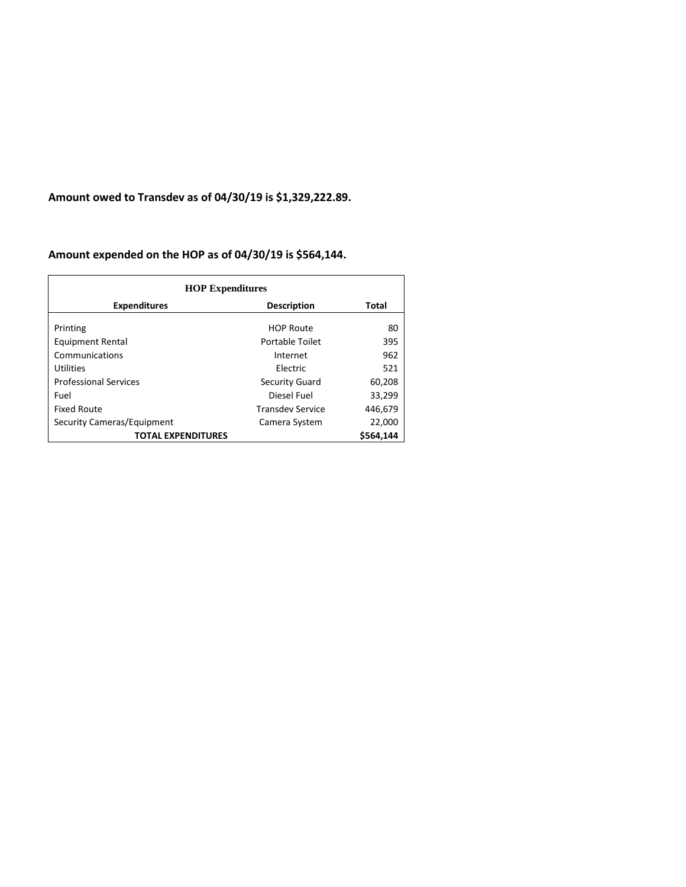**Amount owed to Transdev as of 04/30/19 is $1,329,222.89.**

**Amount expended on the HOP as of 04/30/19 is $564,144.**

| HOP Expenditures | | |
|---|---|---|
| **Expenditures** | **Description** | **Total** |
| Printing | HOP Route | 80 |
| Equipment Rental | Portable Toilet | 395 |
| Communications | Internet | 962 |
| Utilities | Electric | 521 |
| Professional Services | Security Guard | 60,208 |
| Fuel | Diesel Fuel | 33,299 |
| Fixed Route | Transdev Service | 446,679 |
| Security Cameras/Equipment | Camera System | 22,000 |
| **TOTAL EXPENDITURES** | | **$564,144** |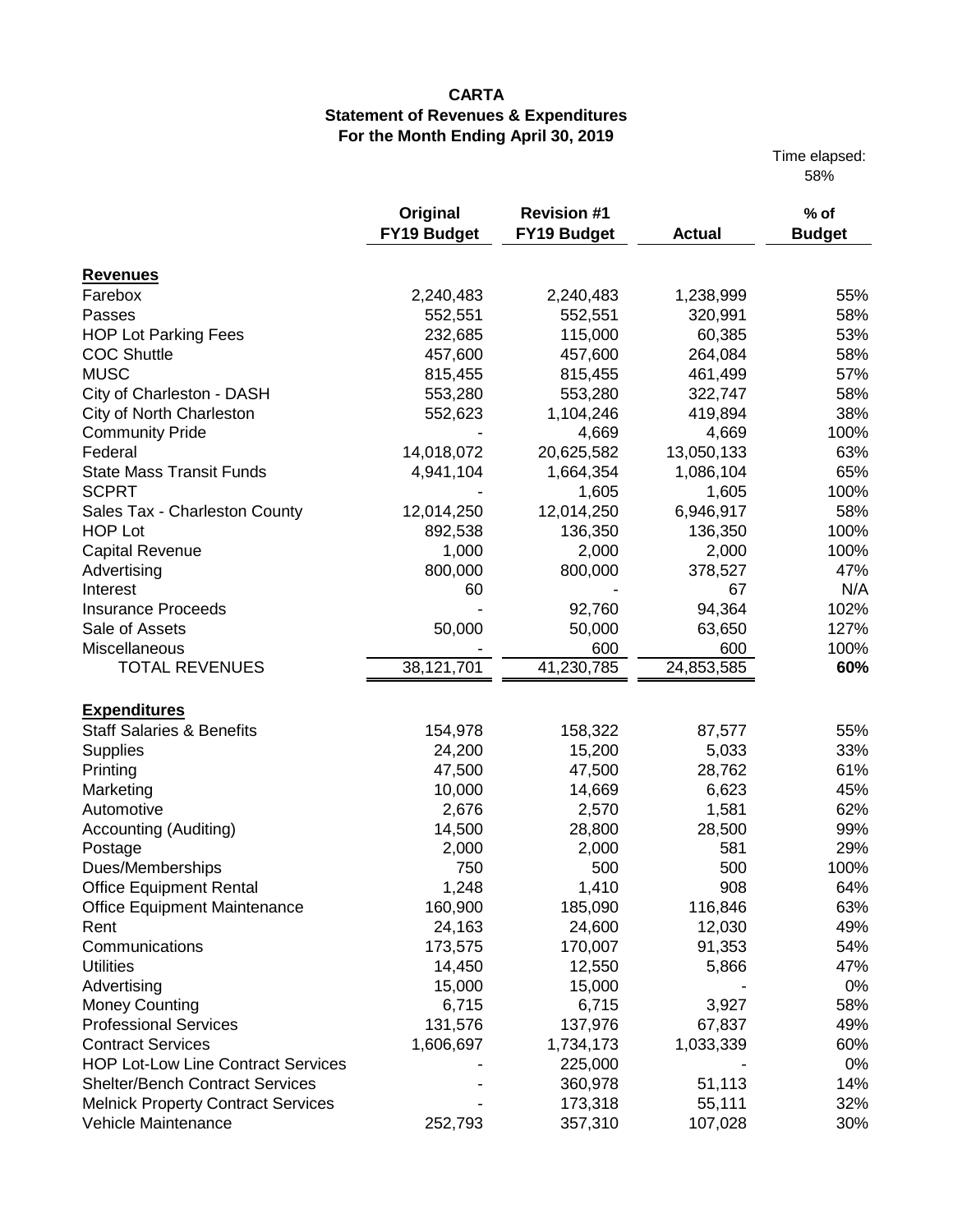# CARTA
## Statement of Revenues & Expenditures
### For the Month Ending April 30, 2019

Time elapsed: 58%

| | Original FY19 Budget | Revision #1 FY19 Budget | Actual | % of Budget |
|---|---|---|---|---|
| **Revenues** | | | | |
| Farebox | 2,240,483 | 2,240,483 | 1,238,999 | 55% |
| Passes | 552,551 | 552,551 | 320,991 | 58% |
| HOP Lot Parking Fees | 232,685 | 115,000 | 60,385 | 53% |
| COC Shuttle | 457,600 | 457,600 | 264,084 | 58% |
| MUSC | 815,455 | 815,455 | 461,499 | 57% |
| City of Charleston - DASH | 553,280 | 553,280 | 322,747 | 58% |
| City of North Charleston | 552,623 | 1,104,246 | 419,894 | 38% |
| Community Pride | - | 4,669 | 4,669 | 100% |
| Federal | 14,018,072 | 20,625,582 | 13,050,133 | 63% |
| State Mass Transit Funds | 4,941,104 | 1,664,354 | 1,086,104 | 65% |
| SCPRT | - | 1,605 | 1,605 | 100% |
| Sales Tax - Charleston County | 12,014,250 | 12,014,250 | 6,946,917 | 58% |
| HOP Lot | 892,538 | 136,350 | 136,350 | 100% |
| Capital Revenue | 1,000 | 2,000 | 2,000 | 100% |
| Advertising | 800,000 | 800,000 | 378,527 | 47% |
| Interest | 60 | - | 67 | N/A |
| Insurance Proceeds | - | 92,760 | 94,364 | 102% |
| Sale of Assets | 50,000 | 50,000 | 63,650 | 127% |
| Miscellaneous | - | 600 | 600 | 100% |
| TOTAL REVENUES | 38,121,701 | 41,230,785 | 24,853,585 | **60%** |
| **Expenditures** | | | | |
| Staff Salaries & Benefits | 154,978 | 158,322 | 87,577 | 55% |
| Supplies | 24,200 | 15,200 | 5,033 | 33% |
| Printing | 47,500 | 47,500 | 28,762 | 61% |
| Marketing | 10,000 | 14,669 | 6,623 | 45% |
| Automotive | 2,676 | 2,570 | 1,581 | 62% |
| Accounting (Auditing) | 14,500 | 28,800 | 28,500 | 99% |
| Postage | 2,000 | 2,000 | 581 | 29% |
| Dues/Memberships | 750 | 500 | 500 | 100% |
| Office Equipment Rental | 1,248 | 1,410 | 908 | 64% |
| Office Equipment Maintenance | 160,900 | 185,090 | 116,846 | 63% |
| Rent | 24,163 | 24,600 | 12,030 | 49% |
| Communications | 173,575 | 170,007 | 91,353 | 54% |
| Utilities | 14,450 | 12,550 | 5,866 | 47% |
| Advertising | 15,000 | 15,000 | - | 0% |
| Money Counting | 6,715 | 6,715 | 3,927 | 58% |
| Professional Services | 131,576 | 137,976 | 67,837 | 49% |
| Contract Services | 1,606,697 | 1,734,173 | 1,033,339 | 60% |
| HOP Lot-Low Line Contract Services | - | 225,000 | - | 0% |
| Shelter/Bench Contract Services | - | 360,978 | 51,113 | 14% |
| Melnick Property Contract Services | - | 173,318 | 55,111 | 32% |
| Vehicle Maintenance | 252,793 | 357,310 | 107,028 | 30% |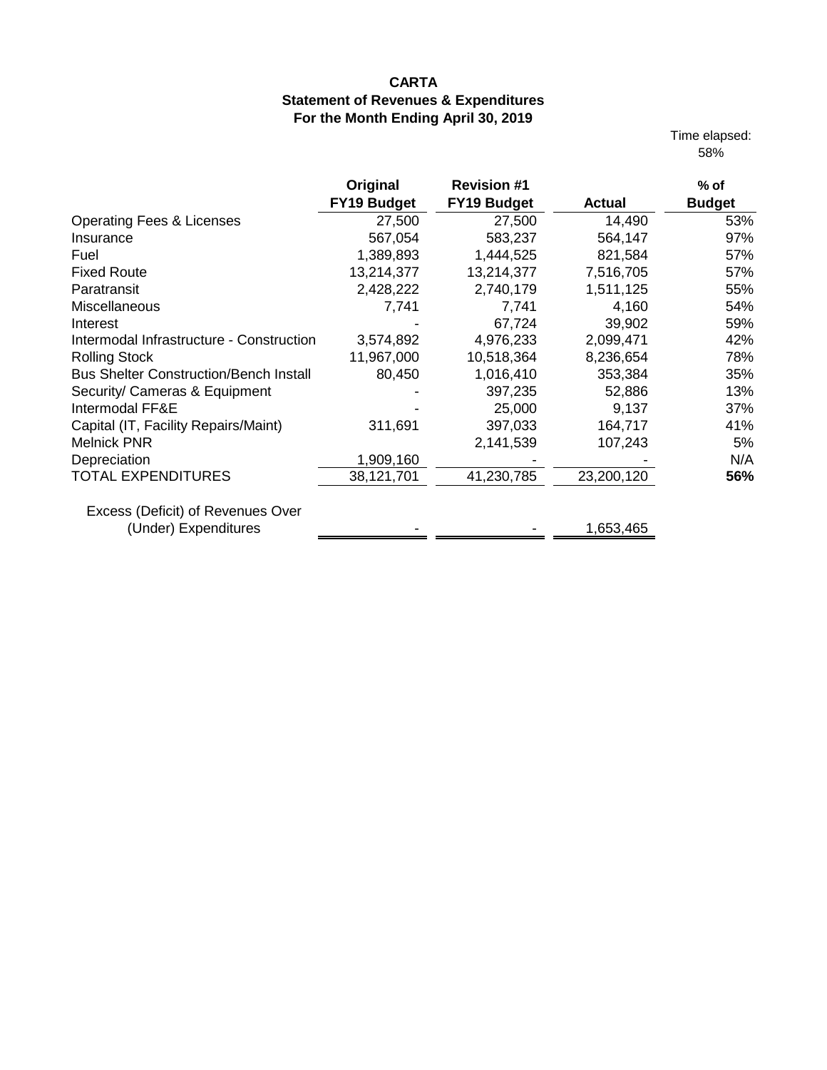# CARTA
## Statement of Revenues & Expenditures
### For the Month Ending April 30, 2019

Time elapsed: 58%

| | Original FY19 Budget | Revision #1 FY19 Budget | Actual | % of Budget |
|---|---|---|---|---|
| Operating Fees & Licenses | 27,500 | 27,500 | 14,490 | 53% |
| Insurance | 567,054 | 583,237 | 564,147 | 97% |
| Fuel | 1,389,893 | 1,444,525 | 821,584 | 57% |
| Fixed Route | 13,214,377 | 13,214,377 | 7,516,705 | 57% |
| Paratransit | 2,428,222 | 2,740,179 | 1,511,125 | 55% |
| Miscellaneous | 7,741 | 7,741 | 4,160 | 54% |
| Interest | - | 67,724 | 39,902 | 59% |
| Intermodal Infrastructure - Construction | 3,574,892 | 4,976,233 | 2,099,471 | 42% |
| Rolling Stock | 11,967,000 | 10,518,364 | 8,236,654 | 78% |
| Bus Shelter Construction/Bench Install | 80,450 | 1,016,410 | 353,384 | 35% |
| Security/ Cameras & Equipment | - | 397,235 | 52,886 | 13% |
| Intermodal FF&E | - | 25,000 | 9,137 | 37% |
| Capital (IT, Facility Repairs/Maint) | 311,691 | 397,033 | 164,717 | 41% |
| Melnick PNR | | 2,141,539 | 107,243 | 5% |
| Depreciation | 1,909,160 | - | - | N/A |
| TOTAL EXPENDITURES | 38,121,701 | 41,230,785 | 23,200,120 | **56%** |
| Excess (Deficit) of Revenues Over (Under) Expenditures | - | - | 1,653,465 | |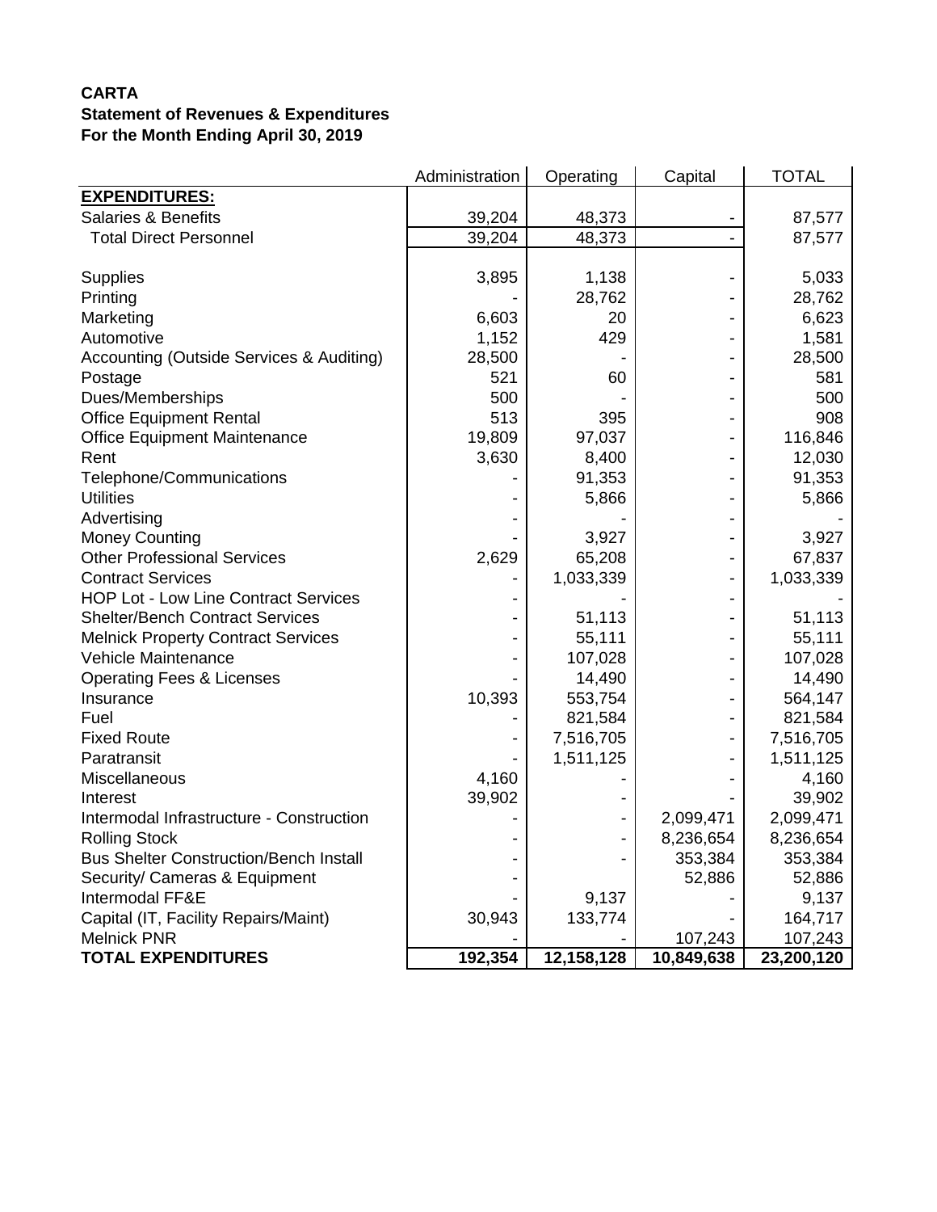**CARTA**
**Statement of Revenues & Expenditures**
**For the Month Ending April 30, 2019**

| | Administration | Operating | Capital | TOTAL |
|---|---|---|---|---|
| **EXPENDITURES:** | | | | |
| Salaries & Benefits | 39,204 | 48,373 | - | 87,577 |
| Total Direct Personnel | 39,204 | 48,373 | - | 87,577 |
| | | | | |
| Supplies | 3,895 | 1,138 | - | 5,033 |
| Printing | - | 28,762 | - | 28,762 |
| Marketing | 6,603 | 20 | - | 6,623 |
| Automotive | 1,152 | 429 | - | 1,581 |
| Accounting (Outside Services & Auditing) | 28,500 | - | - | 28,500 |
| Postage | 521 | 60 | - | 581 |
| Dues/Memberships | 500 | - | - | 500 |
| Office Equipment Rental | 513 | 395 | - | 908 |
| Office Equipment Maintenance | 19,809 | 97,037 | - | 116,846 |
| Rent | 3,630 | 8,400 | - | 12,030 |
| Telephone/Communications | - | 91,353 | - | 91,353 |
| Utilities | - | 5,866 | - | 5,866 |
| Advertising | - | - | - | - |
| Money Counting | - | 3,927 | - | 3,927 |
| Other Professional Services | 2,629 | 65,208 | - | 67,837 |
| Contract Services | - | 1,033,339 | - | 1,033,339 |
| HOP Lot - Low Line Contract Services | - | - | - | - |
| Shelter/Bench Contract Services | - | 51,113 | - | 51,113 |
| Melnick Property Contract Services | - | 55,111 | - | 55,111 |
| Vehicle Maintenance | - | 107,028 | - | 107,028 |
| Operating Fees & Licenses | - | 14,490 | - | 14,490 |
| Insurance | 10,393 | 553,754 | - | 564,147 |
| Fuel | - | 821,584 | - | 821,584 |
| Fixed Route | - | 7,516,705 | - | 7,516,705 |
| Paratransit | - | 1,511,125 | - | 1,511,125 |
| Miscellaneous | 4,160 | - | - | 4,160 |
| Interest | 39,902 | - | - | 39,902 |
| Intermodal Infrastructure - Construction | - | - | 2,099,471 | 2,099,471 |
| Rolling Stock | - | - | 8,236,654 | 8,236,654 |
| Bus Shelter Construction/Bench Install | - | - | 353,384 | 353,384 |
| Security/ Cameras & Equipment | - | | 52,886 | 52,886 |
| Intermodal FF&E | - | 9,137 | - | 9,137 |
| Capital (IT, Facility Repairs/Maint) | 30,943 | 133,774 | - | 164,717 |
| Melnick PNR | - | - | 107,243 | 107,243 |
| **TOTAL EXPENDITURES** | **192,354** | **12,158,128** | **10,849,638** | **23,200,120** |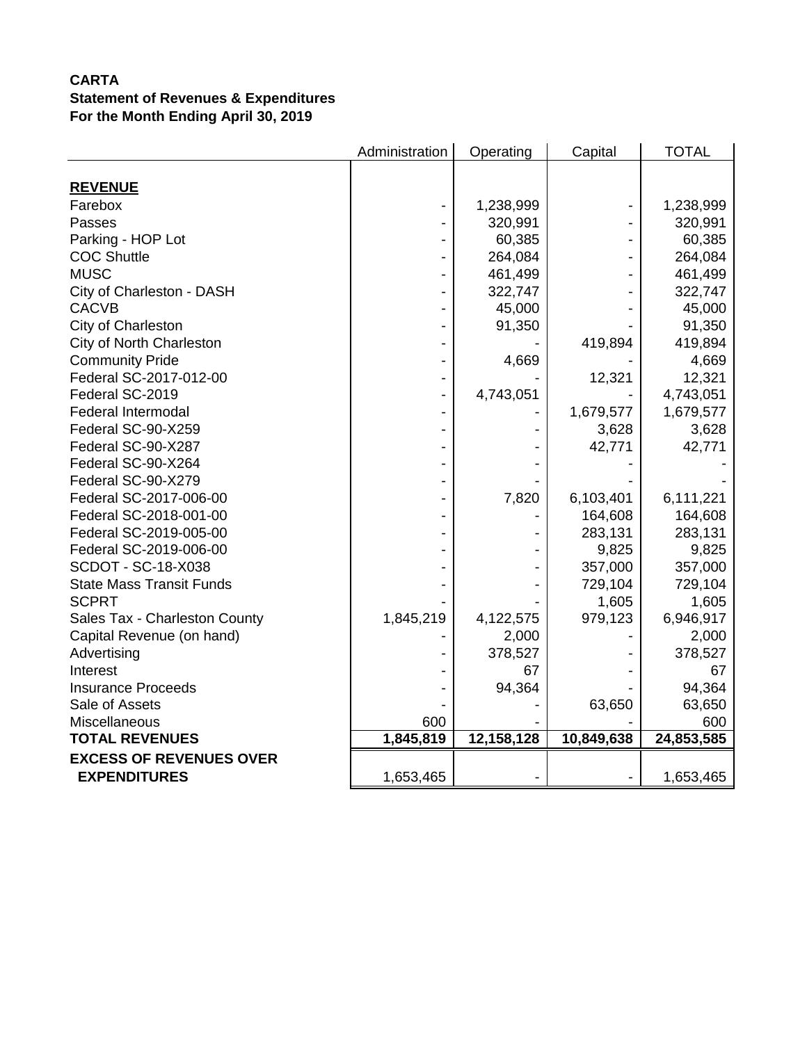**CARTA**
**Statement of Revenues & Expenditures**
**For the Month Ending April 30, 2019**

| | Administration | Operating | Capital | TOTAL |
|---|---|---|---|---|
| **REVENUE** | | | | |
| Farebox | - | 1,238,999 | - | 1,238,999 |
| Passes | - | 320,991 | - | 320,991 |
| Parking - HOP Lot | - | 60,385 | - | 60,385 |
| COC Shuttle | - | 264,084 | - | 264,084 |
| MUSC | - | 461,499 | - | 461,499 |
| City of Charleston - DASH | - | 322,747 | - | 322,747 |
| CACVB | - | 45,000 | - | 45,000 |
| City of Charleston | - | 91,350 | - | 91,350 |
| City of North Charleston | - | - | 419,894 | 419,894 |
| Community Pride | - | 4,669 | - | 4,669 |
| Federal SC-2017-012-00 | - | - | 12,321 | 12,321 |
| Federal SC-2019 | - | 4,743,051 | - | 4,743,051 |
| Federal Intermodal | - | - | 1,679,577 | 1,679,577 |
| Federal SC-90-X259 | - | - | 3,628 | 3,628 |
| Federal SC-90-X287 | - | - | 42,771 | 42,771 |
| Federal SC-90-X264 | - | - | - | - |
| Federal SC-90-X279 | - | - | - | - |
| Federal SC-2017-006-00 | - | 7,820 | 6,103,401 | 6,111,221 |
| Federal SC-2018-001-00 | - | - | 164,608 | 164,608 |
| Federal SC-2019-005-00 | - | - | 283,131 | 283,131 |
| Federal SC-2019-006-00 | - | - | 9,825 | 9,825 |
| SCDOT - SC-18-X038 | - | - | 357,000 | 357,000 |
| State Mass Transit Funds | - | - | 729,104 | 729,104 |
| SCPRT | - | - | 1,605 | 1,605 |
| Sales Tax - Charleston County | 1,845,219 | 4,122,575 | 979,123 | 6,946,917 |
| Capital Revenue (on hand) | - | 2,000 | - | 2,000 |
| Advertising | - | 378,527 | - | 378,527 |
| Interest | - | 67 | - | 67 |
| Insurance Proceeds | - | 94,364 | - | 94,364 |
| Sale of Assets | - | - | 63,650 | 63,650 |
| Miscellaneous | 600 | - | - | 600 |
| **TOTAL REVENUES** | **1,845,819** | **12,158,128** | **10,849,638** | **24,853,585** |
| **EXCESS OF REVENUES OVER EXPENDITURES** | 1,653,465 | - | - | 1,653,465 |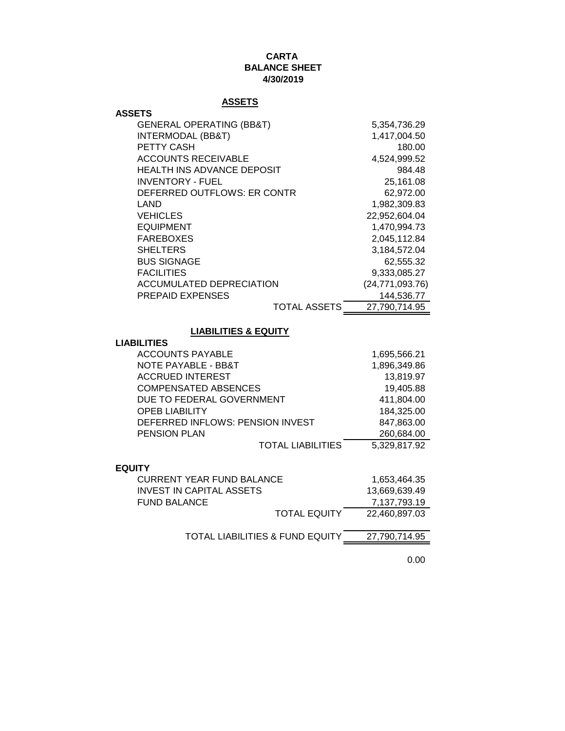**CARTA**
**BALANCE SHEET**
**4/30/2019**

## ASSETS

| | |
|---|---|
| **ASSETS** | |
| GENERAL OPERATING (BB&T) | 5,354,736.29 |
| INTERMODAL (BB&T) | 1,417,004.50 |
| PETTY CASH | 180.00 |
| ACCOUNTS RECEIVABLE | 4,524,999.52 |
| HEALTH INS ADVANCE DEPOSIT | 984.48 |
| INVENTORY - FUEL | 25,161.08 |
| DEFERRED OUTFLOWS: ER CONTR | 62,972.00 |
| LAND | 1,982,309.83 |
| VEHICLES | 22,952,604.04 |
| EQUIPMENT | 1,470,994.73 |
| FAREBOXES | 2,045,112.84 |
| SHELTERS | 3,184,572.04 |
| BUS SIGNAGE | 62,555.32 |
| FACILITIES | 9,333,085.27 |
| ACCUMULATED DEPRECIATION | (24,771,093.76) |
| PREPAID EXPENSES | 144,536.77 |
| TOTAL ASSETS | 27,790,714.95 |

## LIABILITIES & EQUITY

| | |
|---|---|
| **LIABILITIES** | |
| ACCOUNTS PAYABLE | 1,695,566.21 |
| NOTE PAYABLE - BB&T | 1,896,349.86 |
| ACCRUED INTEREST | 13,819.97 |
| COMPENSATED ABSENCES | 19,405.88 |
| DUE TO FEDERAL GOVERNMENT | 411,804.00 |
| OPEB LIABILITY | 184,325.00 |
| DEFERRED INFLOWS: PENSION INVEST | 847,863.00 |
| PENSION PLAN | 260,684.00 |
| TOTAL LIABILITIES | 5,329,817.92 |
| **EQUITY** | |
| CURRENT YEAR FUND BALANCE | 1,653,464.35 |
| INVEST IN CAPITAL ASSETS | 13,669,639.49 |
| FUND BALANCE | 7,137,793.19 |
| TOTAL EQUITY | 22,460,897.03 |
| TOTAL LIABILITIES & FUND EQUITY | 27,790,714.95 |
| | 0.00 |